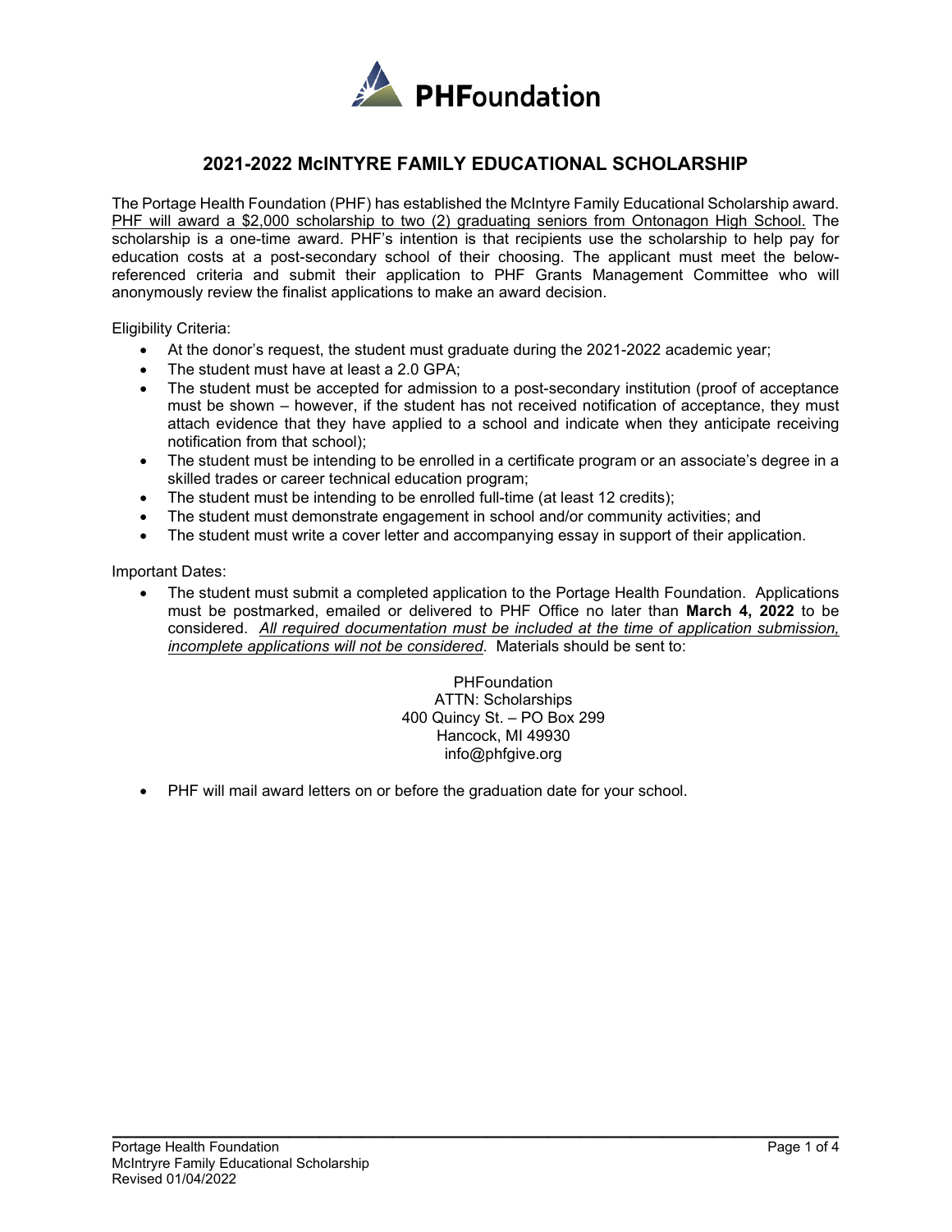PHFoundation

## 2021-2022 McINTYRE FAMILY EDUCATIONAL SCHOLARSHIP

The Portage Health Foundation (PHF) has established the McIntyre Family Educational Scholarship award. PHF will award a $2,000 scholarship to two (2) graduating seniors from Ontonagon High School. The scholarship is a one-time award. PHF's intention is that recipients use the scholarship to help pay for education costs at a post-secondary school of their choosing. The applicant must meet the below-referenced criteria and submit their application to PHF Grants Management Committee who will anonymously review the finalist applications to make an award decision.

Eligibility Criteria:

- At the donor's request, the student must graduate during the 2021-2022 academic year;
- The student must have at least a 2.0 GPA;
- The student must be accepted for admission to a post-secondary institution (proof of acceptance must be shown – however, if the student has not received notification of acceptance, they must attach evidence that they have applied to a school and indicate when they anticipate receiving notification from that school);
- The student must be intending to be enrolled in a certificate program or an associate's degree in a skilled trades or career technical education program;
- The student must be intending to be enrolled full-time (at least 12 credits);
- The student must demonstrate engagement in school and/or community activities; and
- The student must write a cover letter and accompanying essay in support of their application.

Important Dates:

- The student must submit a completed application to the Portage Health Foundation. Applications must be postmarked, emailed or delivered to PHF Office no later than **March 4, 2022** to be considered. *All required documentation must be included at the time of application submission, incomplete applications will not be considered*. Materials should be sent to:

  PHFoundation
  ATTN: Scholarships
  400 Quincy St. – PO Box 299
  Hancock, MI 49930
  info@phfgive.org

- PHF will mail award letters on or before the graduation date for your school.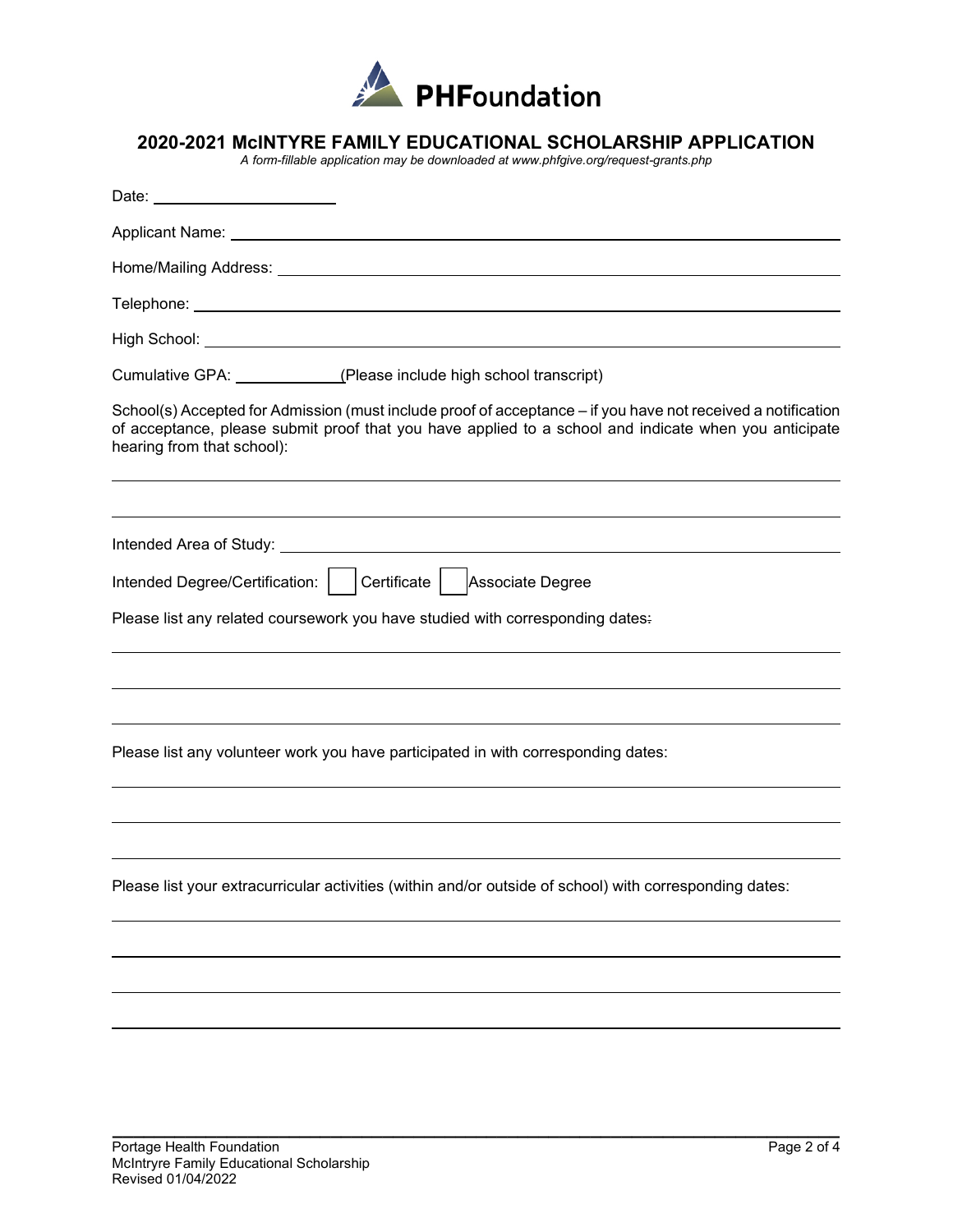PHFoundation

## 2020-2021 McINTYRE FAMILY EDUCATIONAL SCHOLARSHIP APPLICATION

*A form-fillable application may be downloaded at www.phfgive.org/request-grants.php*

Date: ______________________

Applicant Name: ______________________________________________________________

Home/Mailing Address: ________________________________________________________

Telephone: __________________________________________________________________

High School: ________________________________________________________________

Cumulative GPA: ____________(Please include high school transcript)

School(s) Accepted for Admission (must include proof of acceptance – if you have not received a notification of acceptance, please submit proof that you have applied to a school and indicate when you anticipate hearing from that school):

______________________________________________________________________________

______________________________________________________________________________

Intended Area of Study: ______________________________________________________

Intended Degree/Certification: ☐ Certificate ☐ Associate Degree

Please list any related coursework you have studied with corresponding dates:

______________________________________________________________________________

______________________________________________________________________________

______________________________________________________________________________

Please list any volunteer work you have participated in with corresponding dates:

______________________________________________________________________________

______________________________________________________________________________

______________________________________________________________________________

Please list your extracurricular activities (within and/or outside of school) with corresponding dates:

______________________________________________________________________________

______________________________________________________________________________

______________________________________________________________________________

______________________________________________________________________________

Portage Health Foundation
McIntryre Family Educational Scholarship
Revised 01/04/2022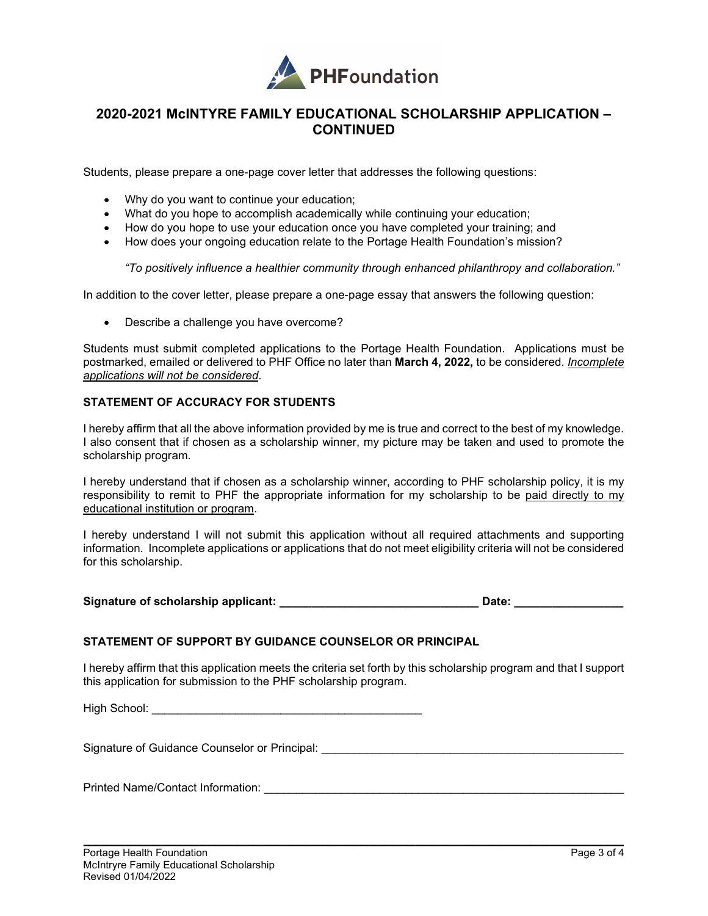# 2020-2021 McINTYRE FAMILY EDUCATIONAL SCHOLARSHIP APPLICATION – CONTINUED

Students, please prepare a one-page cover letter that addresses the following questions:

- Why do you want to continue your education;
- What do you hope to accomplish academically while continuing your education;
- How do you hope to use your education once you have completed your training; and
- How does your ongoing education relate to the Portage Health Foundation's mission?

*"To positively influence a healthier community through enhanced philanthropy and collaboration."*

In addition to the cover letter, please prepare a one-page essay that answers the following question:

- Describe a challenge you have overcome?

Students must submit completed applications to the Portage Health Foundation. Applications must be postmarked, emailed or delivered to PHF Office no later than **March 4, 2022,** to be considered. *Incomplete applications will not be considered*.

## STATEMENT OF ACCURACY FOR STUDENTS

I hereby affirm that all the above information provided by me is true and correct to the best of my knowledge. I also consent that if chosen as a scholarship winner, my picture may be taken and used to promote the scholarship program.

I hereby understand that if chosen as a scholarship winner, according to PHF scholarship policy, it is my responsibility to remit to PHF the appropriate information for my scholarship to be paid directly to my educational institution or program.

I hereby understand I will not submit this application without all required attachments and supporting information. Incomplete applications or applications that do not meet eligibility criteria will not be considered for this scholarship.

**Signature of scholarship applicant: ______________________________ Date: ________________**

## STATEMENT OF SUPPORT BY GUIDANCE COUNSELOR OR PRINCIPAL

I hereby affirm that this application meets the criteria set forth by this scholarship program and that I support this application for submission to the PHF scholarship program.

High School: ___________________________________________

Signature of Guidance Counselor or Principal: ________________________________________________

Printed Name/Contact Information: _________________________________________________________

Portage Health Foundation
McIntryre Family Educational Scholarship
Revised 01/04/2022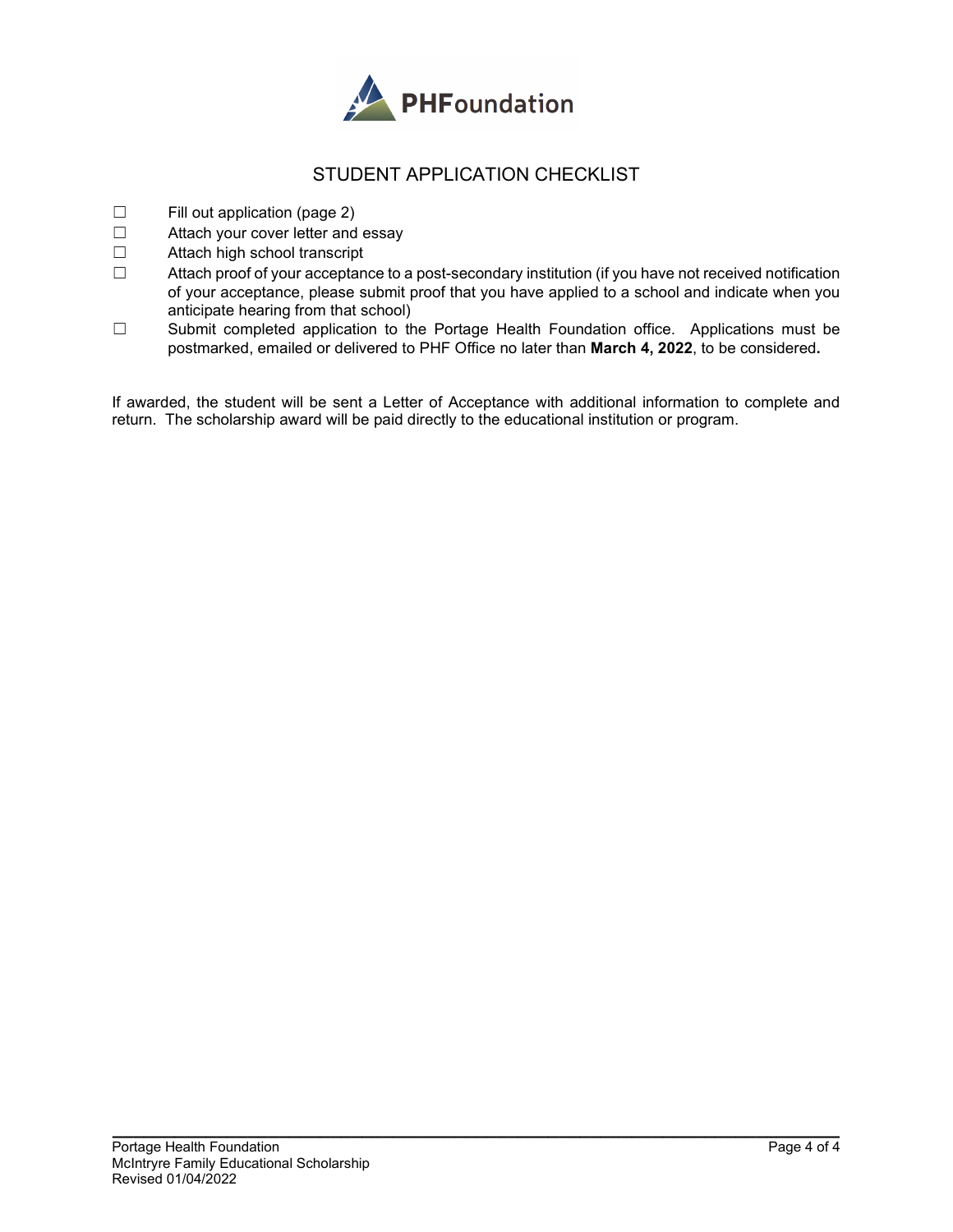PHFoundation

## STUDENT APPLICATION CHECKLIST

- ☐ Fill out application (page 2)
- ☐ Attach your cover letter and essay
- ☐ Attach high school transcript
- ☐ Attach proof of your acceptance to a post-secondary institution (if you have not received notification of your acceptance, please submit proof that you have applied to a school and indicate when you anticipate hearing from that school)
- ☐ Submit completed application to the Portage Health Foundation office. Applications must be postmarked, emailed or delivered to PHF Office no later than **March 4, 2022**, to be considered**.**

If awarded, the student will be sent a Letter of Acceptance with additional information to complete and return. The scholarship award will be paid directly to the educational institution or program.